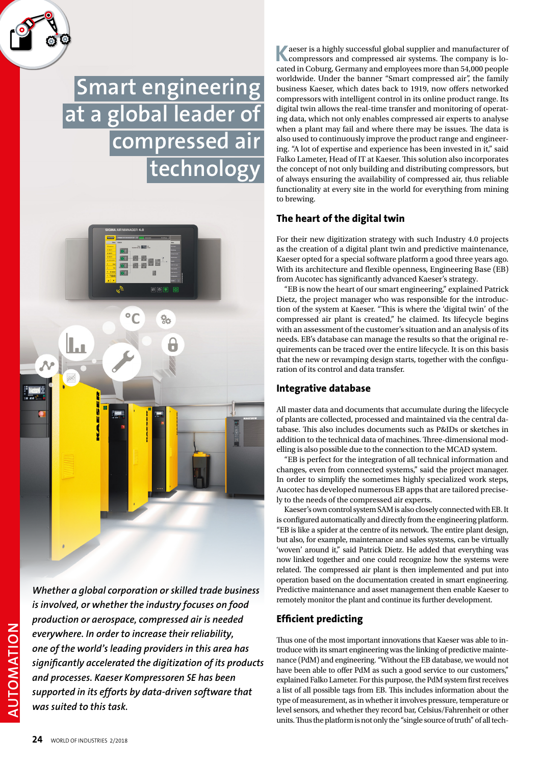# Smart engineering at a global leader of compressed air technology

*Whether a global corporation or skilled trade business is involved, or whether the industry focuses on food production or aerospace, compressed air is needed everywhere. In order to increase their reliability, one of the world's leading providers in this area has significantly accelerated the digitization of its products and processes. Kaeser Kompressoren SE has been supported in its efforts by data-driven software that was suited to this task.*

Kaeser is a highly successful global supplier and manufacturer of compressors and compressed air systems. The company is located in Coburg, Germany and employees more than 54,000 people worldwide. Under the banner "Smart compressed air", the family business Kaeser, which dates back to 1919, now offers networked compressors with intelligent control in its online product range. Its digital twin allows the real-time transfer and monitoring of operating data, which not only enables compressed air experts to analyse when a plant may fail and where there may be issues. The data is also used to continuously improve the product range and engineering. "A lot of expertise and experience has been invested in it," said Falko Lameter, Head of IT at Kaeser. This solution also incorporates the concept of not only building and distributing compressors, but of always ensuring the availability of compressed air, thus reliable functionality at every site in the world for everything from mining to brewing.

## The heart of the digital twin

For their new digitization strategy with such Industry 4.0 projects as the creation of a digital plant twin and predictive maintenance, Kaeser opted for a special software platform a good three years ago. With its architecture and flexible openness, Engineering Base (EB) from Aucotec has significantly advanced Kaeser's strategy.

"EB is now the heart of our smart engineering," explained Patrick Dietz, the project manager who was responsible for the introduction of the system at Kaeser. "This is where the 'digital twin' of the compressed air plant is created," he claimed. Its lifecycle begins with an assessment of the customer's situation and an analysis of its needs. EB's database can manage the results so that the original requirements can be traced over the entire lifecycle. It is on this basis that the new or revamping design starts, together with the configuration of its control and data transfer.

## Integrative database

All master data and documents that accumulate during the lifecycle of plants are collected, processed and maintained via the central database. This also includes documents such as P&IDs or sketches in addition to the technical data of machines. Three-dimensional modelling is also possible due to the connection to the MCAD system.

"EB is perfect for the integration of all technical information and changes, even from connected systems," said the project manager. In order to simplify the sometimes highly specialized work steps, Aucotec has developed numerous EB apps that are tailored precisely to the needs of the compressed air experts.

Kaeser's own control system SAM is also closely connected with EB. It is configured automatically and directly from the engineering platform. "EB is like a spider at the centre of its network. The entire plant design, but also, for example, maintenance and sales systems, can be virtually 'woven' around it," said Patrick Dietz. He added that everything was now linked together and one could recognize how the systems were related. The compressed air plant is then implemented and put into operation based on the documentation created in smart engineering. Predictive maintenance and asset management then enable Kaeser to remotely monitor the plant and continue its further development.

## Efficient predicting

Thus one of the most important innovations that Kaeser was able to introduce with its smart engineering was the linking of predictive maintenance (PdM) and engineering. "Without the EB database, we would not have been able to offer PdM as such a good service to our customers," explained Falko Lameter. For this purpose, the PdM system first receives a list of all possible tags from EB. This includes information about the type of measurement, as in whether it involves pressure, temperature or level sensors, and whether they record bar, Celsius/Fahrenheit or other units. Thus the platform is not only the "single source of truth" of all tech-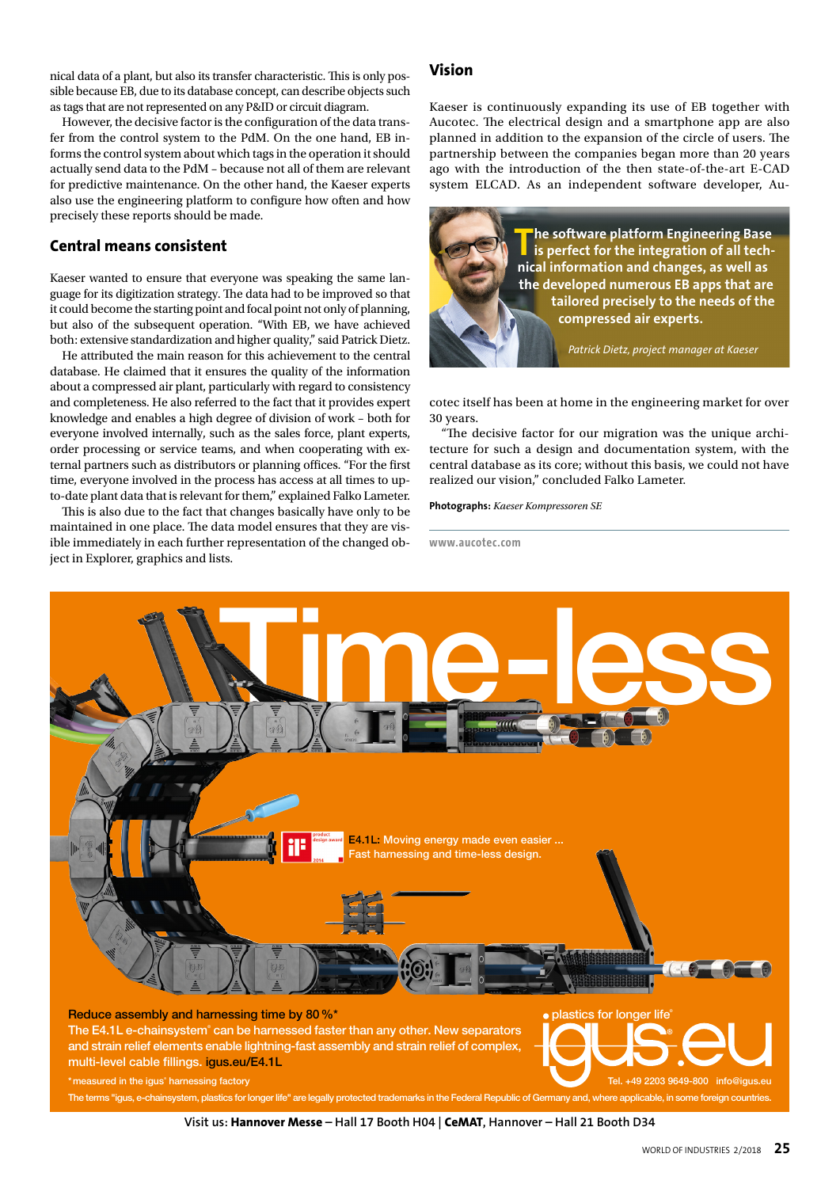nical data of a plant, but also its transfer characteristic. This is only possible because EB, due to its database concept, can describe objects such as tags that are not represented on any P&ID or circuit diagram.

However, the decisive factor is the configuration of the data transfer from the control system to the PdM. On the one hand, EB informs the control system about which tags in the operation it should actually send data to the PdM – because not all of them are relevant for predictive maintenance. On the other hand, the Kaeser experts also use the engineering platform to configure how often and how precisely these reports should be made.

## Central means consistent

Kaeser wanted to ensure that everyone was speaking the same language for its digitization strategy. The data had to be improved so that it could become the starting point and focal point not only of planning, but also of the subsequent operation. "With EB, we have achieved both: extensive standardization and higher quality," said Patrick Dietz.

He attributed the main reason for this achievement to the central database. He claimed that it ensures the quality of the information about a compressed air plant, particularly with regard to consistency and completeness. He also referred to the fact that it provides expert knowledge and enables a high degree of division of work – both for everyone involved internally, such as the sales force, plant experts, order processing or service teams, and when cooperating with external partners such as distributors or planning offices. "For the first time, everyone involved in the process has access at all times to up-to-date plant data that is relevant for them," explained Falko Lameter.

This is also due to the fact that changes basically have only to be maintained in one place. The data model ensures that they are visible immediately in each further representation of the changed object in Explorer, graphics and lists.

## Vision

Kaeser is continuously expanding its use of EB together with Aucotec. The electrical design and a smartphone app are also planned in addition to the expansion of the circle of users. The partnership between the companies began more than 20 years ago with the introduction of the then state-of-the-art E-CAD system ELCAD. As an independent software developer, Aucotec itself has been at home in the engineering market for over 30 years.

> **The software platform Engineering Base is perfect for the integration of all technical information and changes, as well as the developed numerous EB apps that are tailored precisely to the needs of the compressed air experts.**
>
> *Patrick Dietz, project manager at Kaeser*

"The decisive factor for our migration was the unique architecture for such a design and documentation system, with the central database as its core; without this basis, we could not have realized our vision," concluded Falko Lameter.

**Photographs:** *Kaeser Kompressoren SE*

www.aucotec.com

Time-less

E4.1L: Moving energy made even easier ... Fast harnessing and time-less design.

Reduce assembly and harnessing time by 80 %*

The E4.1L e-chainsystem® can be harnessed faster than any other. New separators and strain relief elements enable lightning-fast assembly and strain relief of complex, multi-level cable fillings. igus.eu/E4.1L

* measured in the igus® harnessing factory

plastics for longer life® igus.eu Tel. +49 2203 9649-800 info@igus.eu

The terms "igus, e-chainsystem, plastics for longer life" are legally protected trademarks in the Federal Republic of Germany and, where applicable, in some foreign countries.

Visit us: **Hannover Messe** – Hall 17 Booth H04 | **CeMAT**, Hannover – Hall 21 Booth D34